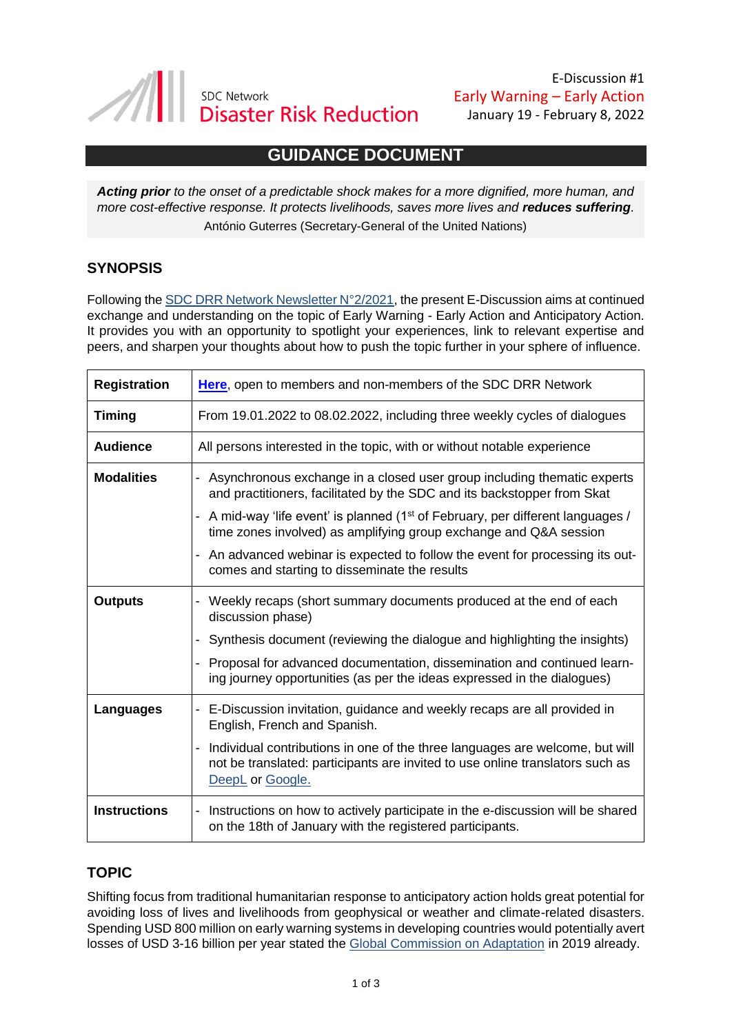SDC Network
**Disaster Risk Reduction**

E-Discussion #1
Early Warning – Early Action
January 19 - February 8, 2022

# GUIDANCE DOCUMENT

> ***Acting prior*** *to the onset of a predictable shock makes for a more dignified, more human, and more cost-effective response. It protects livelihoods, saves more lives and* ***reduces suffering****.*
> António Guterres (Secretary-General of the United Nations)

## SYNOPSIS

Following the [SDC DRR Network Newsletter N°2/2021](), the present E-Discussion aims at continued exchange and understanding on the topic of Early Warning - Early Action and Anticipatory Action. It provides you with an opportunity to spotlight your experiences, link to relevant expertise and peers, and sharpen your thoughts about how to push the topic further in your sphere of influence.

| | |
|---|---|
| **Registration** | **[Here]()**, open to members and non-members of the SDC DRR Network |
| **Timing** | From 19.01.2022 to 08.02.2022, including three weekly cycles of dialogues |
| **Audience** | All persons interested in the topic, with or without notable experience |
| **Modalities** | - Asynchronous exchange in a closed user group including thematic experts and practitioners, facilitated by the SDC and its backstopper from Skat<br>- A mid-way 'life event' is planned (1st of February, per different languages / time zones involved) as amplifying group exchange and Q&A session<br>- An advanced webinar is expected to follow the event for processing its out-comes and starting to disseminate the results |
| **Outputs** | - Weekly recaps (short summary documents produced at the end of each discussion phase)<br>- Synthesis document (reviewing the dialogue and highlighting the insights)<br>- Proposal for advanced documentation, dissemination and continued learn-ing journey opportunities (as per the ideas expressed in the dialogues) |
| **Languages** | - E-Discussion invitation, guidance and weekly recaps are all provided in English, French and Spanish.<br>- Individual contributions in one of the three languages are welcome, but will not be translated: participants are invited to use online translators such as [DeepL]() or [Google.]() |
| **Instructions** | - Instructions on how to actively participate in the e-discussion will be shared on the 18th of January with the registered participants. |

## TOPIC

Shifting focus from traditional humanitarian response to anticipatory action holds great potential for avoiding loss of lives and livelihoods from geophysical or weather and climate-related disasters. Spending USD 800 million on early warning systems in developing countries would potentially avert losses of USD 3-16 billion per year stated the [Global Commission on Adaptation]() in 2019 already.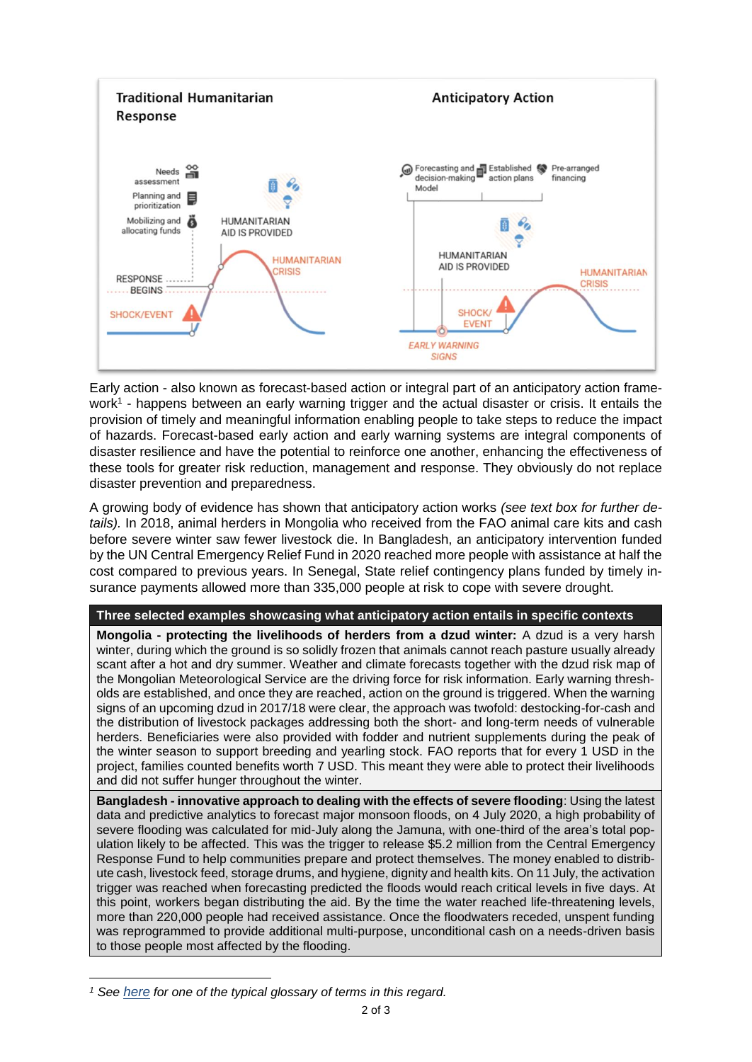Early action - also known as forecast-based action or integral part of an anticipatory action framework[1] - happens between an early warning trigger and the actual disaster or crisis. It entails the provision of timely and meaningful information enabling people to take steps to reduce the impact of hazards. Forecast-based early action and early warning systems are integral components of disaster resilience and have the potential to reinforce one another, enhancing the effectiveness of these tools for greater risk reduction, management and response. They obviously do not replace disaster prevention and preparedness.

A growing body of evidence has shown that anticipatory action works *(see text box for further details).* In 2018, animal herders in Mongolia who received from the FAO animal care kits and cash before severe winter saw fewer livestock die. In Bangladesh, an anticipatory intervention funded by the UN Central Emergency Relief Fund in 2020 reached more people with assistance at half the cost compared to previous years. In Senegal, State relief contingency plans funded by timely insurance payments allowed more than 335,000 people at risk to cope with severe drought.

| Three selected examples showcasing what anticipatory action entails in specific contexts |
|---|
| **Mongolia - protecting the livelihoods of herders from a dzud winter:** A dzud is a very harsh winter, during which the ground is so solidly frozen that animals cannot reach pasture usually already scant after a hot and dry summer. Weather and climate forecasts together with the dzud risk map of the Mongolian Meteorological Service are the driving force for risk information. Early warning thresholds are established, and once they are reached, action on the ground is triggered. When the warning signs of an upcoming dzud in 2017/18 were clear, the approach was twofold: destocking-for-cash and the distribution of livestock packages addressing both the short- and long-term needs of vulnerable herders. Beneficiaries were also provided with fodder and nutrient supplements during the peak of the winter season to support breeding and yearling stock. FAO reports that for every 1 USD in the project, families counted benefits worth 7 USD. This meant they were able to protect their livelihoods and did not suffer hunger throughout the winter. |
| **Bangladesh - innovative approach to dealing with the effects of severe flooding**: Using the latest data and predictive analytics to forecast major monsoon floods, on 4 July 2020, a high probability of severe flooding was calculated for mid-July along the Jamuna, with one-third of the area's total population likely to be affected. This was the trigger to release $5.2 million from the Central Emergency Response Fund to help communities prepare and protect themselves. The money enabled to distribute cash, livestock feed, storage drums, and hygiene, dignity and health kits. On 11 July, the activation trigger was reached when forecasting predicted the floods would reach critical levels in five days. At this point, workers began distributing the aid. By the time the water reached life-threatening levels, more than 220,000 people had received assistance. Once the floodwaters receded, unspent funding was reprogrammed to provide additional multi-purpose, unconditional cash on a needs-driven basis to those people most affected by the flooding. |

[1] *See here for one of the typical glossary of terms in this regard.*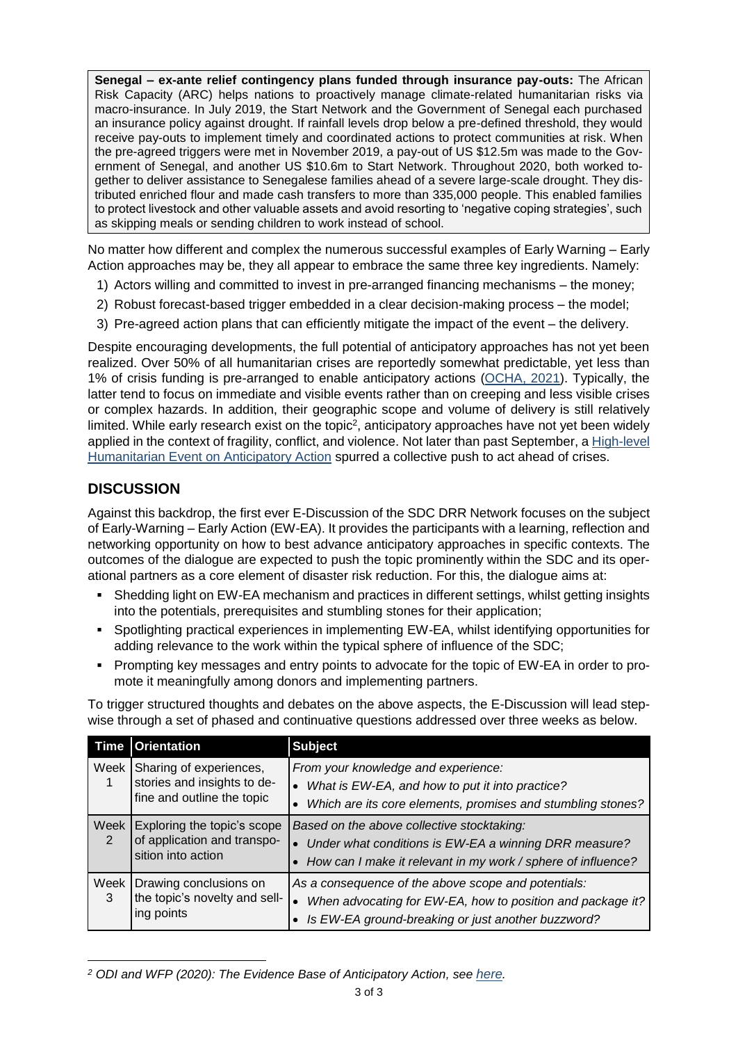**Senegal – ex-ante relief contingency plans funded through insurance pay-outs:** The African Risk Capacity (ARC) helps nations to proactively manage climate-related humanitarian risks via macro-insurance. In July 2019, the Start Network and the Government of Senegal each purchased an insurance policy against drought. If rainfall levels drop below a pre-defined threshold, they would receive pay-outs to implement timely and coordinated actions to protect communities at risk. When the pre-agreed triggers were met in November 2019, a pay-out of US $12.5m was made to the Government of Senegal, and another US $10.6m to Start Network. Throughout 2020, both worked together to deliver assistance to Senegalese families ahead of a severe large-scale drought. They distributed enriched flour and made cash transfers to more than 335,000 people. This enabled families to protect livestock and other valuable assets and avoid resorting to 'negative coping strategies', such as skipping meals or sending children to work instead of school.

No matter how different and complex the numerous successful examples of Early Warning – Early Action approaches may be, they all appear to embrace the same three key ingredients. Namely:

1) Actors willing and committed to invest in pre-arranged financing mechanisms – the money;
2) Robust forecast-based trigger embedded in a clear decision-making process – the model;
3) Pre-agreed action plans that can efficiently mitigate the impact of the event – the delivery.

Despite encouraging developments, the full potential of anticipatory approaches has not yet been realized. Over 50% of all humanitarian crises are reportedly somewhat predictable, yet less than 1% of crisis funding is pre-arranged to enable anticipatory actions (OCHA, 2021). Typically, the latter tend to focus on immediate and visible events rather than on creeping and less visible crises or complex hazards. In addition, their geographic scope and volume of delivery is still relatively limited. While early research exist on the topic[2], anticipatory approaches have not yet been widely applied in the context of fragility, conflict, and violence. Not later than past September, a High-level Humanitarian Event on Anticipatory Action spurred a collective push to act ahead of crises.

## DISCUSSION

Against this backdrop, the first ever E-Discussion of the SDC DRR Network focuses on the subject of Early-Warning – Early Action (EW-EA). It provides the participants with a learning, reflection and networking opportunity on how to best advance anticipatory approaches in specific contexts. The outcomes of the dialogue are expected to push the topic prominently within the SDC and its operational partners as a core element of disaster risk reduction. For this, the dialogue aims at:

- Shedding light on EW-EA mechanism and practices in different settings, whilst getting insights into the potentials, prerequisites and stumbling stones for their application;
- Spotlighting practical experiences in implementing EW-EA, whilst identifying opportunities for adding relevance to the work within the typical sphere of influence of the SDC;
- Prompting key messages and entry points to advocate for the topic of EW-EA in order to promote it meaningfully among donors and implementing partners.

To trigger structured thoughts and debates on the above aspects, the E-Discussion will lead stepwise through a set of phased and continuative questions addressed over three weeks as below.

| Time | Orientation | Subject |
|---|---|---|
| Week 1 | Sharing of experiences, stories and insights to define and outline the topic | *From your knowledge and experience:*<br>• *What is EW-EA, and how to put it into practice?*<br>• *Which are its core elements, promises and stumbling stones?* |
| Week 2 | Exploring the topic's scope of application and transposition into action | *Based on the above collective stocktaking:*<br>• *Under what conditions is EW-EA a winning DRR measure?*<br>• *How can I make it relevant in my work / sphere of influence?* |
| Week 3 | Drawing conclusions on the topic's novelty and selling points | *As a consequence of the above scope and potentials:*<br>• *When advocating for EW-EA, how to position and package it?*<br>• *Is EW-EA ground-breaking or just another buzzword?* |

*[2] ODI and WFP (2020): The Evidence Base of Anticipatory Action, see here.*